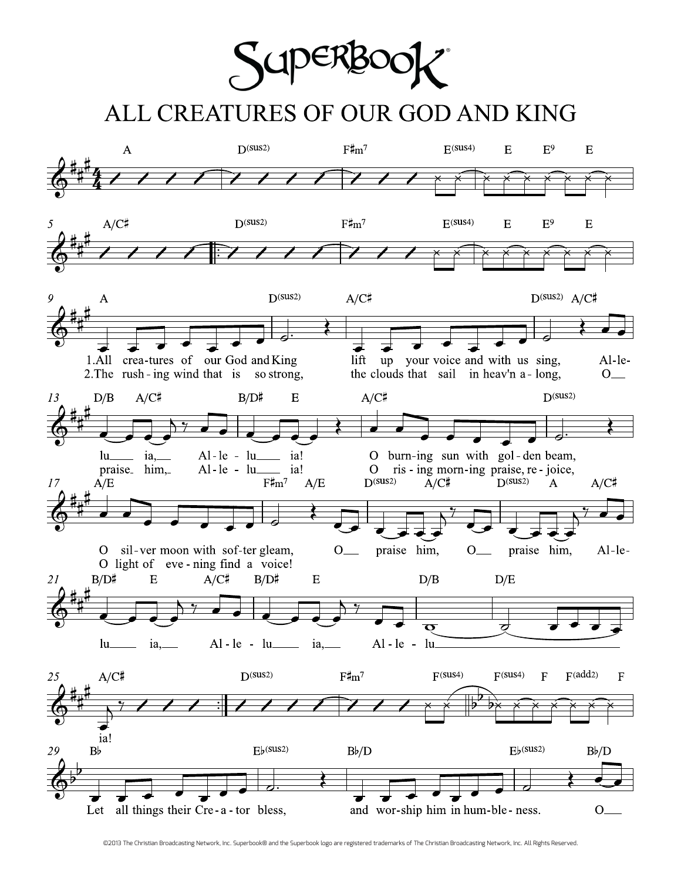# ALL CREATURES OF OUR GOD AND KING

Superbook

A D(sus2) F♯m7 E(sus4) E E9 E

A/C♯ D(sus2) F♯m7 E(sus4) E E9 E

A D(sus2) A/C♯ D(sus2) A/C♯

1.All crea-tures of our God and King lift up your voice and with us sing, Al-le-
2.The rush-ing wind that is so strong, the clouds that sail in heav'n a-long, O

D/B A/C♯ B/D♯ E A/C♯ D(sus2)

lu ia, Al-le-lu ia! O burn-ing sun with gol-den beam,
praise him, Al-le-lu ia! O ris-ing morn-ing praise, re-joice,

A/E F♯m7 A/E D(sus2) A/C♯ D(sus2) A A/C♯

O sil-ver moon with sof-ter gleam, O praise him, O praise him, Al-le-
O light of eve-ning find a voice!

B/D♯ E A/C♯ B/D♯ E D/B D/E

lu ia, Al-le-lu ia, Al-le-lu

A/C♯ D(sus2) F♯m7 F(sus4) F(sus4) F F(add2) F

ia!

B♭ E♭(sus2) B♭/D E♭(sus2) B♭/D

Let all things their Cre-a-tor bless, and wor-ship him in hum-ble-ness. O

©2013 The Christian Broadcasting Network, Inc. Superbook® and the Superbook logo are registered trademarks of The Christian Broadcasting Network, Inc. All Rights Reserved.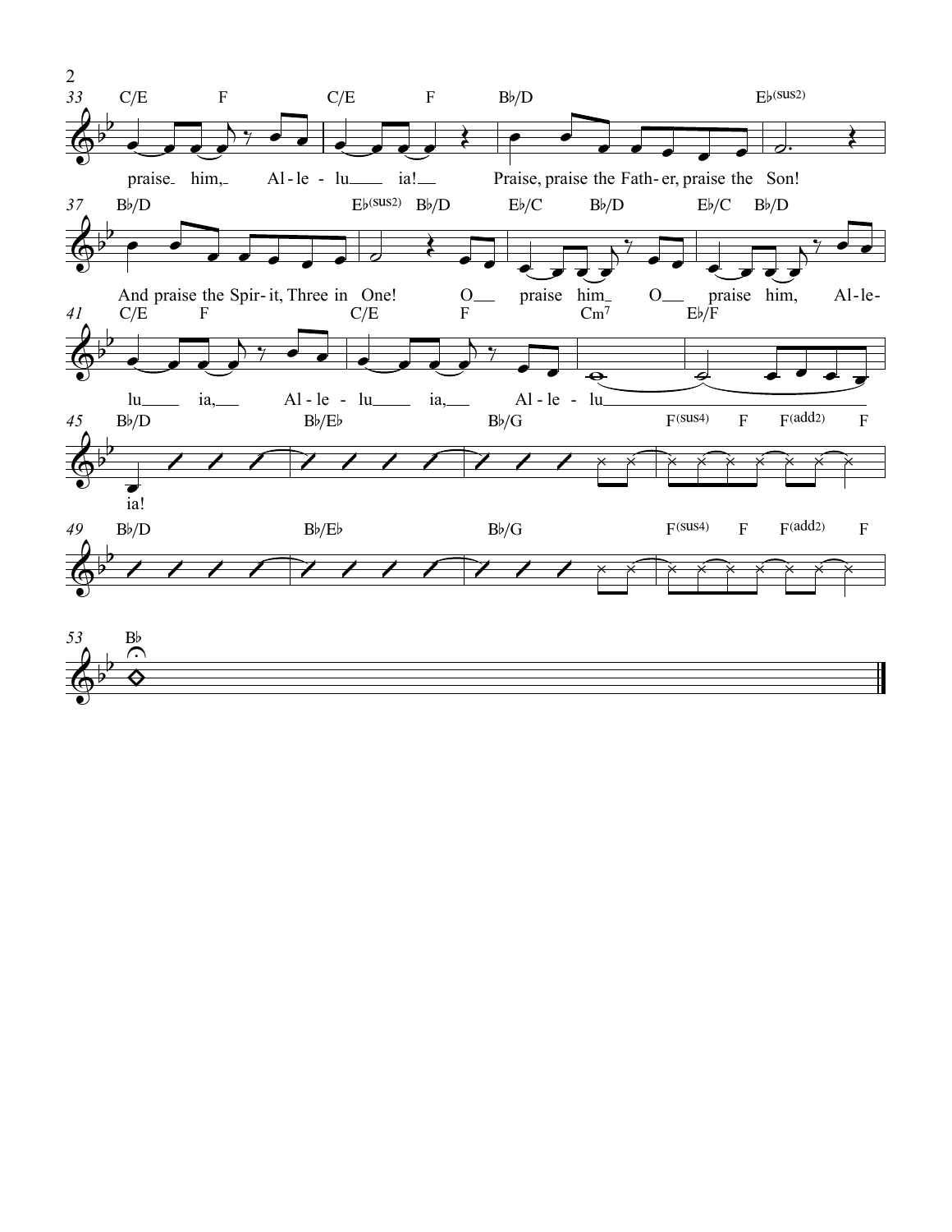33 C/E F C/E F B♭/D E♭(sus2)

praise him, Al - le - lu ia! Praise, praise the Fath - er, praise the Son!

37 B♭/D E♭(sus2) B♭/D E♭/C B♭/D E♭/C B♭/D

And praise the Spir - it, Three in One! O praise him O praise him, Al - le -

41 C/E F C/E F Cm7 E♭/F

lu ia, Al - le - lu ia, Al - le - lu

45 B♭/D B♭/E♭ B♭/G F(sus4) F F(add2) F

ia!

49 B♭/D B♭/E♭ B♭/G F(sus4) F F(add2) F

53 B♭